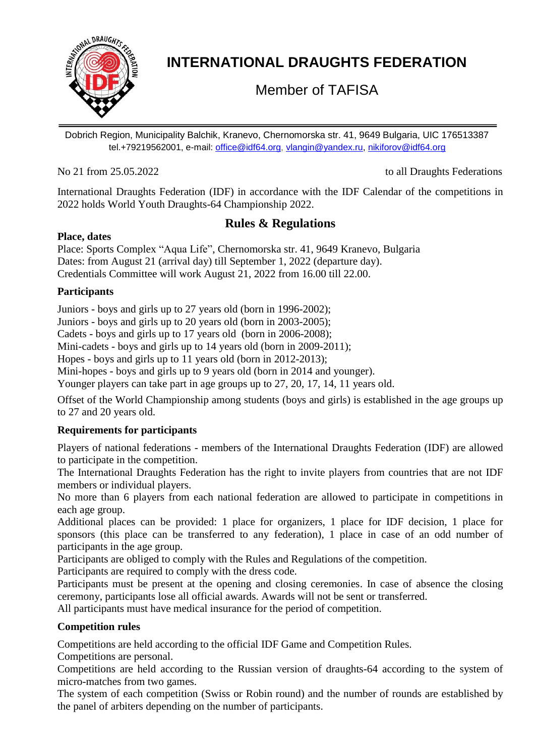# INTERNATIONAL DRAUGHTS FEDERATION

Member of TAFISA

Dobrich Region, Municipality Balchik, Kranevo, Chernomorska str. 41, 9649 Bulgaria, UIC 176513387
tel.+79219562001, e-mail: office@idf64.org, vlangin@yandex.ru, nikiforov@idf64.org

No 21 from 25.05.2022 to all Draughts Federations

International Draughts Federation (IDF) in accordance with the IDF Calendar of the competitions in 2022 holds World Youth Draughts-64 Championship 2022.

## Rules & Regulations

**Place, dates**

Place: Sports Complex "Aqua Life", Chernomorska str. 41, 9649 Kranevo, Bulgaria
Dates: from August 21 (arrival day) till September 1, 2022 (departure day).
Credentials Committee will work August 21, 2022 from 16.00 till 22.00.

**Participants**

Juniors - boys and girls up to 27 years old (born in 1996-2002);
Juniors - boys and girls up to 20 years old (born in 2003-2005);
Cadets - boys and girls up to 17 years old (born in 2006-2008);
Mini-cadets - boys and girls up to 14 years old (born in 2009-2011);
Hopes - boys and girls up to 11 years old (born in 2012-2013);
Mini-hopes - boys and girls up to 9 years old (born in 2014 and younger).
Younger players can take part in age groups up to 27, 20, 17, 14, 11 years old.

Offset of the World Championship among students (boys and girls) is established in the age groups up to 27 and 20 years old.

**Requirements for participants**

Players of national federations - members of the International Draughts Federation (IDF) are allowed to participate in the competition.
The International Draughts Federation has the right to invite players from countries that are not IDF members or individual players.
No more than 6 players from each national federation are allowed to participate in competitions in each age group.
Additional places can be provided: 1 place for organizers, 1 place for IDF decision, 1 place for sponsors (this place can be transferred to any federation), 1 place in case of an odd number of participants in the age group.
Participants are obliged to comply with the Rules and Regulations of the competition.
Participants are required to comply with the dress code.
Participants must be present at the opening and closing ceremonies. In case of absence the closing ceremony, participants lose all official awards. Awards will not be sent or transferred.
All participants must have medical insurance for the period of competition.

**Competition rules**

Competitions are held according to the official IDF Game and Competition Rules.
Competitions are personal.
Competitions are held according to the Russian version of draughts-64 according to the system of micro-matches from two games.
The system of each competition (Swiss or Robin round) and the number of rounds are established by the panel of arbiters depending on the number of participants.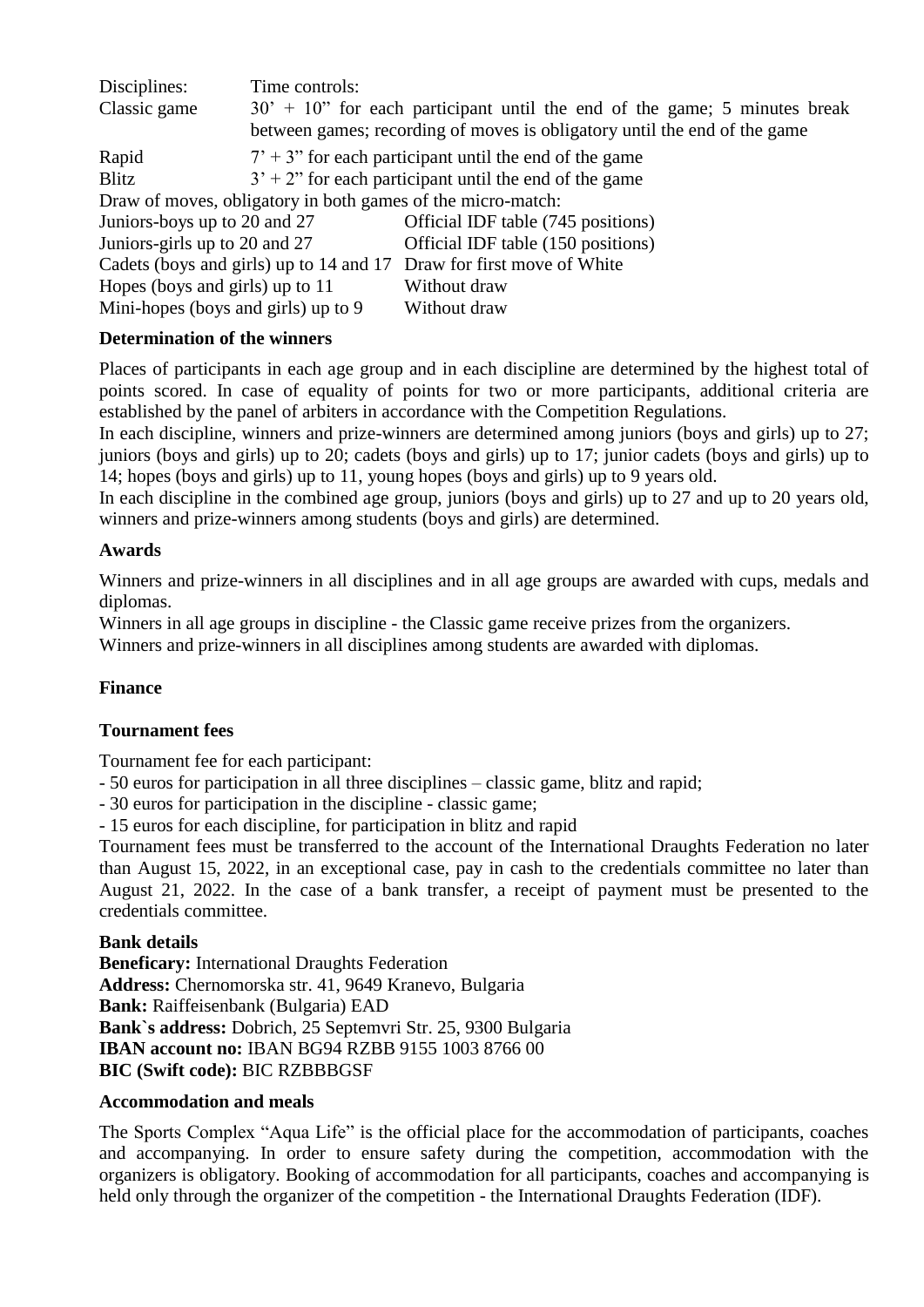| Disciplines: | Time controls: |
|---|---|
| Classic game | 30' + 10" for each participant until the end of the game; 5 minutes break between games; recording of moves is obligatory until the end of the game |
| Rapid | 7' + 3" for each participant until the end of the game |
| Blitz | 3' + 2" for each participant until the end of the game |

Draw of moves, obligatory in both games of the micro-match:

| | |
|---|---|
| Juniors-boys up to 20 and 27 | Official IDF table (745 positions) |
| Juniors-girls up to 20 and 27 | Official IDF table (150 positions) |
| Cadets (boys and girls) up to 14 and 17 | Draw for first move of White |
| Hopes (boys and girls) up to 11 | Without draw |
| Mini-hopes (boys and girls) up to 9 | Without draw |

**Determination of the winners**

Places of participants in each age group and in each discipline are determined by the highest total of points scored. In case of equality of points for two or more participants, additional criteria are established by the panel of arbiters in accordance with the Competition Regulations.

In each discipline, winners and prize-winners are determined among juniors (boys and girls) up to 27; juniors (boys and girls) up to 20; cadets (boys and girls) up to 17; junior cadets (boys and girls) up to 14; hopes (boys and girls) up to 11, young hopes (boys and girls) up to 9 years old.

In each discipline in the combined age group, juniors (boys and girls) up to 27 and up to 20 years old, winners and prize-winners among students (boys and girls) are determined.

**Awards**

Winners and prize-winners in all disciplines and in all age groups are awarded with cups, medals and diplomas.

Winners in all age groups in discipline - the Classic game receive prizes from the organizers.

Winners and prize-winners in all disciplines among students are awarded with diplomas.

**Finance**

**Tournament fees**

Tournament fee for each participant:

- 50 euros for participation in all three disciplines – classic game, blitz and rapid;
- 30 euros for participation in the discipline - classic game;
- 15 euros for each discipline, for participation in blitz and rapid

Tournament fees must be transferred to the account of the International Draughts Federation no later than August 15, 2022, in an exceptional case, pay in cash to the credentials committee no later than August 21, 2022. In the case of a bank transfer, a receipt of payment must be presented to the credentials committee.

**Bank details**

**Beneficary:** International Draughts Federation

**Address:** Chernomorska str. 41, 9649 Kranevo, Bulgaria

**Bank:** Raiffeisenbank (Bulgaria) EAD

**Bank`s address:** Dobrich, 25 Septemvri Str. 25, 9300 Bulgaria

**IBAN account no:** IBAN BG94 RZBB 9155 1003 8766 00

**BIC (Swift code):** BIC RZBBBGSF

**Accommodation and meals**

The Sports Complex "Aqua Life" is the official place for the accommodation of participants, coaches and accompanying. In order to ensure safety during the competition, accommodation with the organizers is obligatory. Booking of accommodation for all participants, coaches and accompanying is held only through the organizer of the competition - the International Draughts Federation (IDF).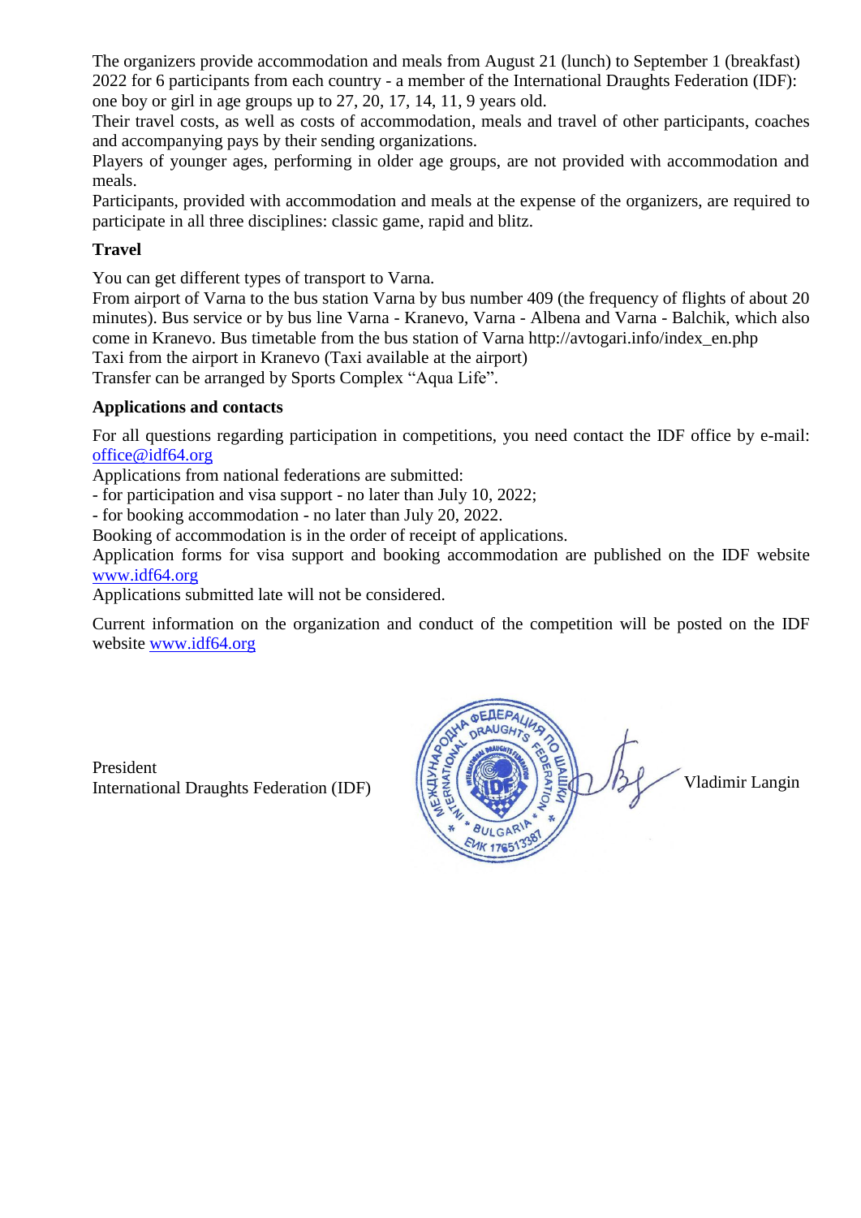The organizers provide accommodation and meals from August 21 (lunch) to September 1 (breakfast) 2022 for 6 participants from each country - a member of the International Draughts Federation (IDF): one boy or girl in age groups up to 27, 20, 17, 14, 11, 9 years old.

Their travel costs, as well as costs of accommodation, meals and travel of other participants, coaches and accompanying pays by their sending organizations.

Players of younger ages, performing in older age groups, are not provided with accommodation and meals.

Participants, provided with accommodation and meals at the expense of the organizers, are required to participate in all three disciplines: classic game, rapid and blitz.

**Travel**

You can get different types of transport to Varna.

From airport of Varna to the bus station Varna by bus number 409 (the frequency of flights of about 20 minutes). Bus service or by bus line Varna - Kranevo, Varna - Albena and Varna - Balchik, which also come in Kranevo. Bus timetable from the bus station of Varna http://avtogari.info/index_en.php

Taxi from the airport in Kranevo (Taxi available at the airport)

Transfer can be arranged by Sports Complex “Aqua Life”.

**Applications and contacts**

For all questions regarding participation in competitions, you need contact the IDF office by e-mail: office@idf64.org

Applications from national federations are submitted:

- for participation and visa support - no later than July 10, 2022;
- for booking accommodation - no later than July 20, 2022.

Booking of accommodation is in the order of receipt of applications.

Application forms for visa support and booking accommodation are published on the IDF website www.idf64.org

Applications submitted late will not be considered.

Current information on the organization and conduct of the competition will be posted on the IDF website www.idf64.org

President
International Draughts Federation (IDF)

МЕЖДУНАРОДНА ФЕДЕРАЦИЯ ПО ШАШКИ
INTERNATIONAL DRAUGHTS FEDERATION
IDF
BULGARIA
ЕИК 176513387

Vladimir Langin